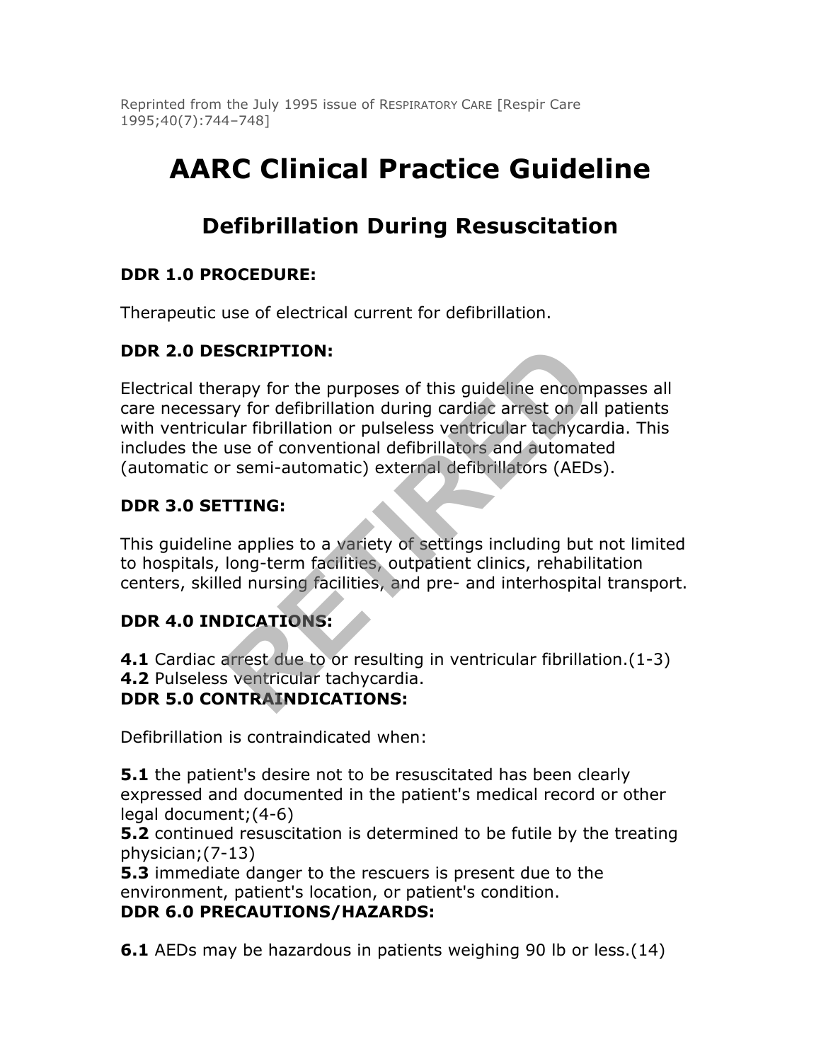Reprinted from the July 1995 issue of RESPIRATORY CARE [Respir Care 1995;40(7):744–748]

# AARC Clinical Practice Guideline

## Defibrillation During Resuscitation

**DDR 1.0 PROCEDURE:**

Therapeutic use of electrical current for defibrillation.

**DDR 2.0 DESCRIPTION:**

Electrical therapy for the purposes of this guideline encompasses all care necessary for defibrillation during cardiac arrest on all patients with ventricular fibrillation or pulseless ventricular tachycardia. This includes the use of conventional defibrillators and automated (automatic or semi-automatic) external defibrillators (AEDs).

**DDR 3.0 SETTING:**

This guideline applies to a variety of settings including but not limited to hospitals, long-term facilities, outpatient clinics, rehabilitation centers, skilled nursing facilities, and pre- and interhospital transport.

**DDR 4.0 INDICATIONS:**

**4.1** Cardiac arrest due to or resulting in ventricular fibrillation.(1-3)
**4.2** Pulseless ventricular tachycardia.

**DDR 5.0 CONTRAINDICATIONS:**

Defibrillation is contraindicated when:

**5.1** the patient's desire not to be resuscitated has been clearly expressed and documented in the patient's medical record or other legal document;(4-6)
**5.2** continued resuscitation is determined to be futile by the treating physician;(7-13)
**5.3** immediate danger to the rescuers is present due to the environment, patient's location, or patient's condition.

**DDR 6.0 PRECAUTIONS/HAZARDS:**

**6.1** AEDs may be hazardous in patients weighing 90 lb or less.(14)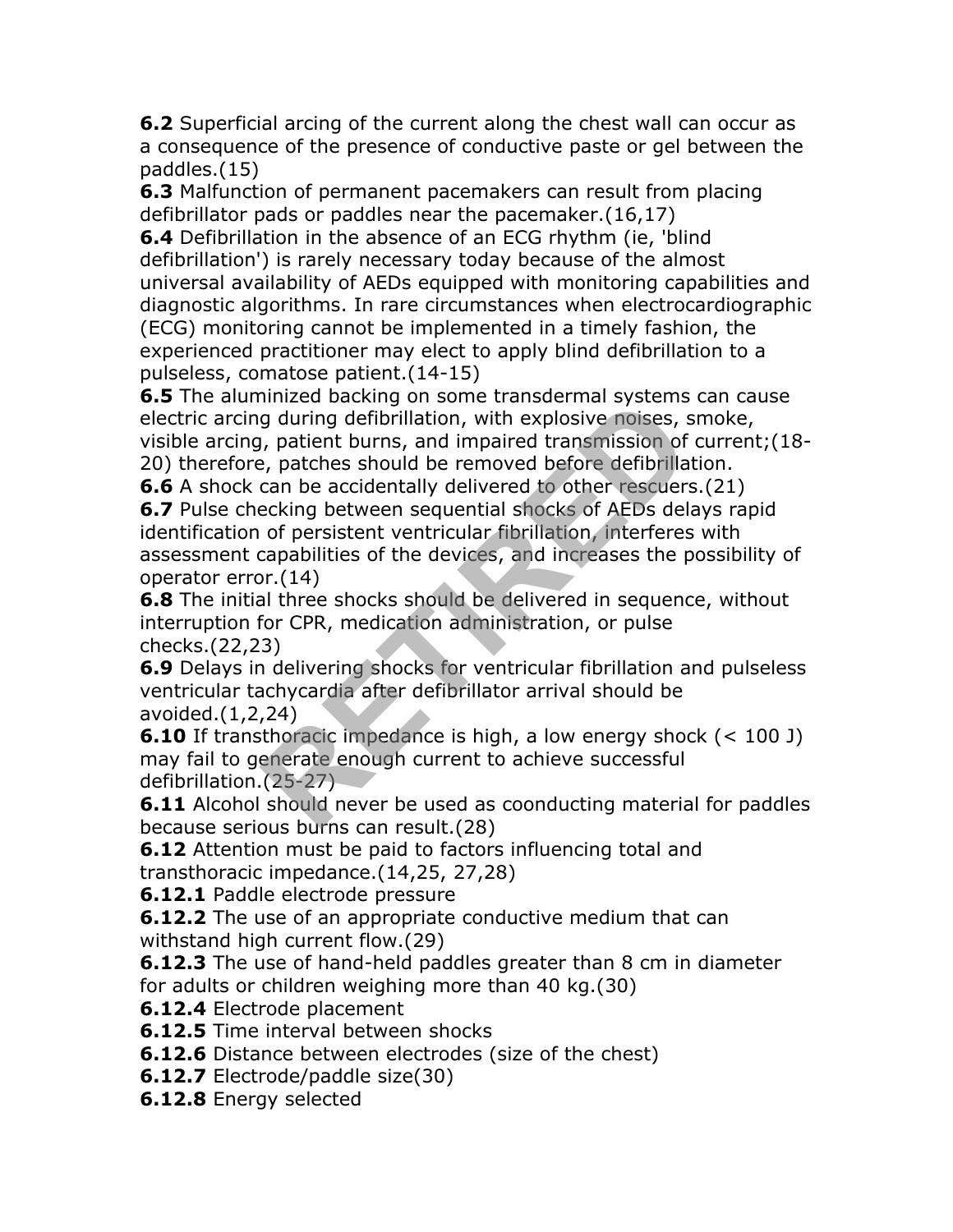**6.2** Superficial arcing of the current along the chest wall can occur as a consequence of the presence of conductive paste or gel between the paddles.(15)

**6.3** Malfunction of permanent pacemakers can result from placing defibrillator pads or paddles near the pacemaker.(16,17)

**6.4** Defibrillation in the absence of an ECG rhythm (ie, 'blind defibrillation') is rarely necessary today because of the almost universal availability of AEDs equipped with monitoring capabilities and diagnostic algorithms. In rare circumstances when electrocardiographic (ECG) monitoring cannot be implemented in a timely fashion, the experienced practitioner may elect to apply blind defibrillation to a pulseless, comatose patient.(14-15)

**6.5** The aluminized backing on some transdermal systems can cause electric arcing during defibrillation, with explosive noises, smoke, visible arcing, patient burns, and impaired transmission of current;(18-20) therefore, patches should be removed before defibrillation.

**6.6** A shock can be accidentally delivered to other rescuers.(21)

**6.7** Pulse checking between sequential shocks of AEDs delays rapid identification of persistent ventricular fibrillation, interferes with assessment capabilities of the devices, and increases the possibility of operator error.(14)

**6.8** The initial three shocks should be delivered in sequence, without interruption for CPR, medication administration, or pulse checks.(22,23)

**6.9** Delays in delivering shocks for ventricular fibrillation and pulseless ventricular tachycardia after defibrillator arrival should be avoided.(1,2,24)

**6.10** If transthoracic impedance is high, a low energy shock (< 100 J) may fail to generate enough current to achieve successful defibrillation.(25-27)

**6.11** Alcohol should never be used as coonducting material for paddles because serious burns can result.(28)

**6.12** Attention must be paid to factors influencing total and transthoracic impedance.(14,25, 27,28)

**6.12.1** Paddle electrode pressure

**6.12.2** The use of an appropriate conductive medium that can withstand high current flow.(29)

**6.12.3** The use of hand-held paddles greater than 8 cm in diameter for adults or children weighing more than 40 kg.(30)

**6.12.4** Electrode placement

**6.12.5** Time interval between shocks

**6.12.6** Distance between electrodes (size of the chest)

**6.12.7** Electrode/paddle size(30)

**6.12.8** Energy selected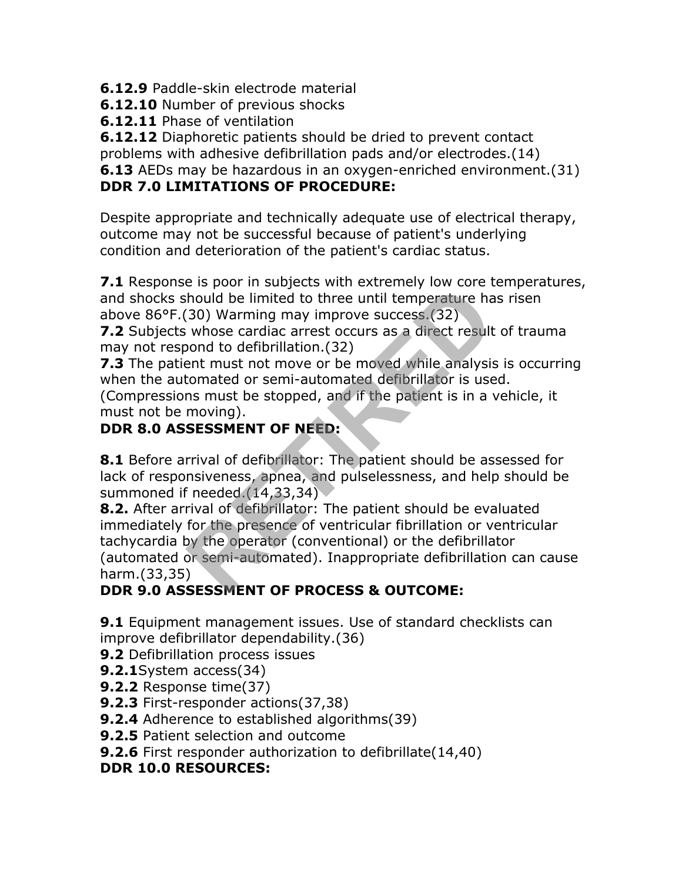**6.12.9** Paddle-skin electrode material
**6.12.10** Number of previous shocks
**6.12.11** Phase of ventilation
**6.12.12** Diaphoretic patients should be dried to prevent contact problems with adhesive defibrillation pads and/or electrodes.(14)
**6.13** AEDs may be hazardous in an oxygen-enriched environment.(31)

## DDR 7.0 LIMITATIONS OF PROCEDURE:

Despite appropriate and technically adequate use of electrical therapy, outcome may not be successful because of patient's underlying condition and deterioration of the patient's cardiac status.

**7.1** Response is poor in subjects with extremely low core temperatures, and shocks should be limited to three until temperature has risen above 86°F.(30) Warming may improve success.(32)
**7.2** Subjects whose cardiac arrest occurs as a direct result of trauma may not respond to defibrillation.(32)
**7.3** The patient must not move or be moved while analysis is occurring when the automated or semi-automated defibrillator is used. (Compressions must be stopped, and if the patient is in a vehicle, it must not be moving).

## DDR 8.0 ASSESSMENT OF NEED:

**8.1** Before arrival of defibrillator: The patient should be assessed for lack of responsiveness, apnea, and pulselessness, and help should be summoned if needed.(14,33,34)
**8.2.** After arrival of defibrillator: The patient should be evaluated immediately for the presence of ventricular fibrillation or ventricular tachycardia by the operator (conventional) or the defibrillator (automated or semi-automated). Inappropriate defibrillation can cause harm.(33,35)

## DDR 9.0 ASSESSMENT OF PROCESS & OUTCOME:

**9.1** Equipment management issues. Use of standard checklists can improve defibrillator dependability.(36)
**9.2** Defibrillation process issues
**9.2.1**System access(34)
**9.2.2** Response time(37)
**9.2.3** First-responder actions(37,38)
**9.2.4** Adherence to established algorithms(39)
**9.2.5** Patient selection and outcome
**9.2.6** First responder authorization to defibrillate(14,40)

## DDR 10.0 RESOURCES: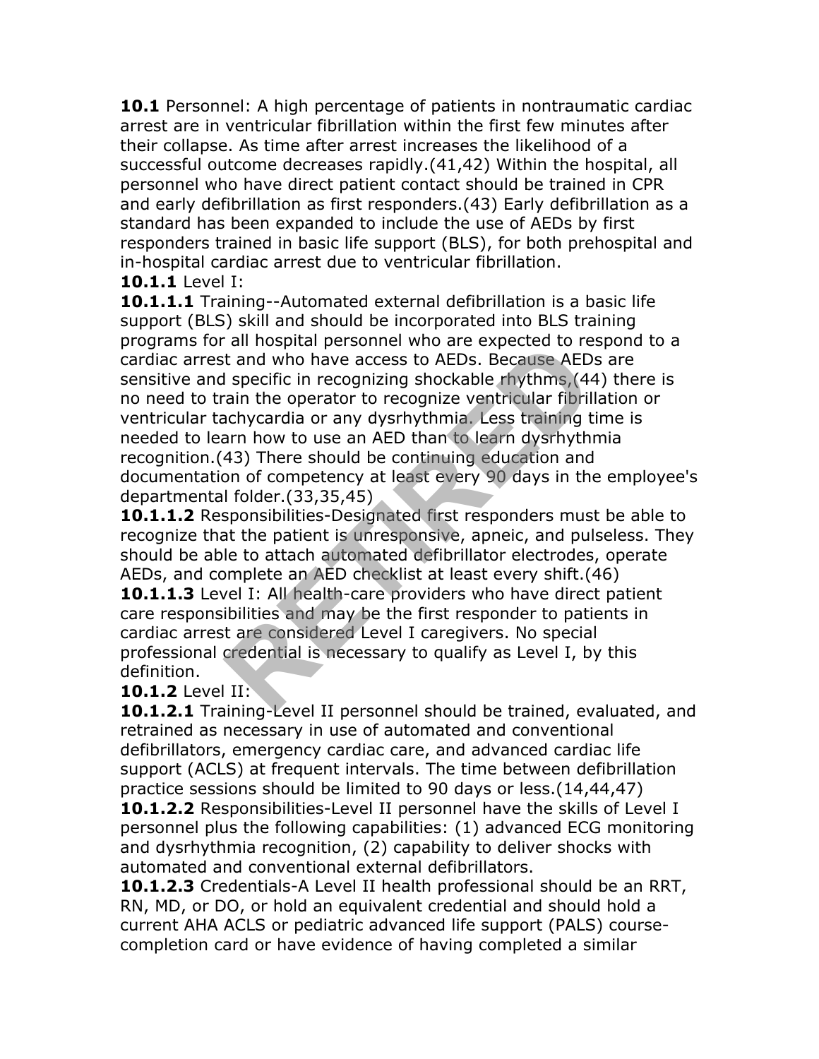**10.1** Personnel: A high percentage of patients in nontraumatic cardiac arrest are in ventricular fibrillation within the first few minutes after their collapse. As time after arrest increases the likelihood of a successful outcome decreases rapidly.(41,42) Within the hospital, all personnel who have direct patient contact should be trained in CPR and early defibrillation as first responders.(43) Early defibrillation as a standard has been expanded to include the use of AEDs by first responders trained in basic life support (BLS), for both prehospital and in-hospital cardiac arrest due to ventricular fibrillation.

**10.1.1** Level I:

**10.1.1.1** Training--Automated external defibrillation is a basic life support (BLS) skill and should be incorporated into BLS training programs for all hospital personnel who are expected to respond to a cardiac arrest and who have access to AEDs. Because AEDs are sensitive and specific in recognizing shockable rhythms,(44) there is no need to train the operator to recognize ventricular fibrillation or ventricular tachycardia or any dysrhythmia. Less training time is needed to learn how to use an AED than to learn dysrhythmia recognition.(43) There should be continuing education and documentation of competency at least every 90 days in the employee's departmental folder.(33,35,45)

**10.1.1.2** Responsibilities-Designated first responders must be able to recognize that the patient is unresponsive, apneic, and pulseless. They should be able to attach automated defibrillator electrodes, operate AEDs, and complete an AED checklist at least every shift.(46)

**10.1.1.3** Level I: All health-care providers who have direct patient care responsibilities and may be the first responder to patients in cardiac arrest are considered Level I caregivers. No special professional credential is necessary to qualify as Level I, by this definition.

**10.1.2** Level II:

**10.1.2.1** Training-Level II personnel should be trained, evaluated, and retrained as necessary in use of automated and conventional defibrillators, emergency cardiac care, and advanced cardiac life support (ACLS) at frequent intervals. The time between defibrillation practice sessions should be limited to 90 days or less.(14,44,47)

**10.1.2.2** Responsibilities-Level II personnel have the skills of Level I personnel plus the following capabilities: (1) advanced ECG monitoring and dysrhythmia recognition, (2) capability to deliver shocks with automated and conventional external defibrillators.

**10.1.2.3** Credentials-A Level II health professional should be an RRT, RN, MD, or DO, or hold an equivalent credential and should hold a current AHA ACLS or pediatric advanced life support (PALS) course-completion card or have evidence of having completed a similar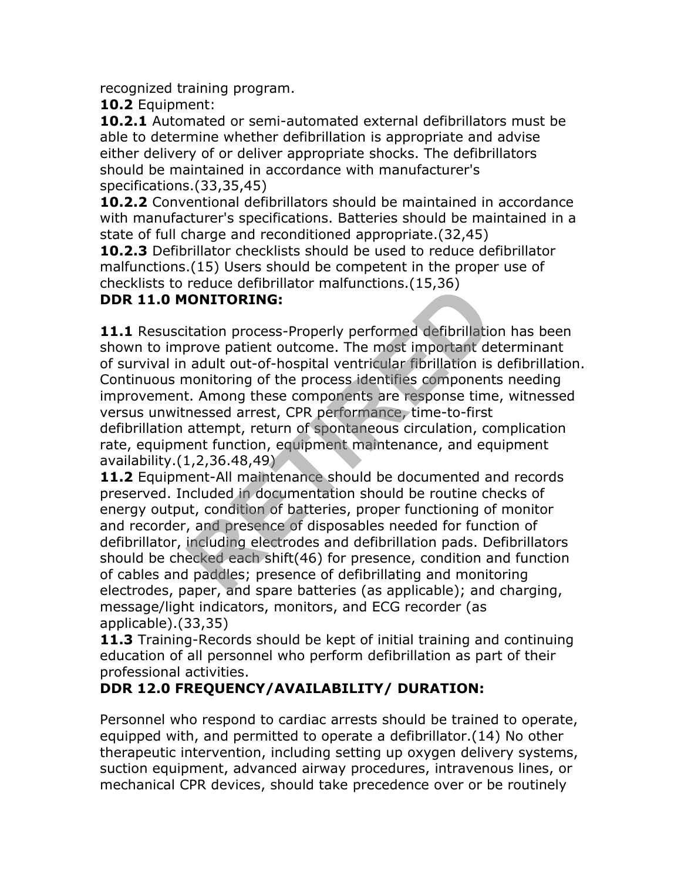recognized training program.

**10.2** Equipment:

**10.2.1** Automated or semi-automated external defibrillators must be able to determine whether defibrillation is appropriate and advise either delivery of or deliver appropriate shocks. The defibrillators should be maintained in accordance with manufacturer's specifications.(33,35,45)

**10.2.2** Conventional defibrillators should be maintained in accordance with manufacturer's specifications. Batteries should be maintained in a state of full charge and reconditioned appropriate.(32,45)

**10.2.3** Defibrillator checklists should be used to reduce defibrillator malfunctions.(15) Users should be competent in the proper use of checklists to reduce defibrillator malfunctions.(15,36)

**DDR 11.0 MONITORING:**

**11.1** Resuscitation process-Properly performed defibrillation has been shown to improve patient outcome. The most important determinant of survival in adult out-of-hospital ventricular fibrillation is defibrillation. Continuous monitoring of the process identifies components needing improvement. Among these components are response time, witnessed versus unwitnessed arrest, CPR performance, time-to-first defibrillation attempt, return of spontaneous circulation, complication rate, equipment function, equipment maintenance, and equipment availability.(1,2,36.48,49)

**11.2** Equipment-All maintenance should be documented and records preserved. Included in documentation should be routine checks of energy output, condition of batteries, proper functioning of monitor and recorder, and presence of disposables needed for function of defibrillator, including electrodes and defibrillation pads. Defibrillators should be checked each shift(46) for presence, condition and function of cables and paddles; presence of defibrillating and monitoring electrodes, paper, and spare batteries (as applicable); and charging, message/light indicators, monitors, and ECG recorder (as applicable).(33,35)

**11.3** Training-Records should be kept of initial training and continuing education of all personnel who perform defibrillation as part of their professional activities.

**DDR 12.0 FREQUENCY/AVAILABILITY/ DURATION:**

Personnel who respond to cardiac arrests should be trained to operate, equipped with, and permitted to operate a defibrillator.(14) No other therapeutic intervention, including setting up oxygen delivery systems, suction equipment, advanced airway procedures, intravenous lines, or mechanical CPR devices, should take precedence over or be routinely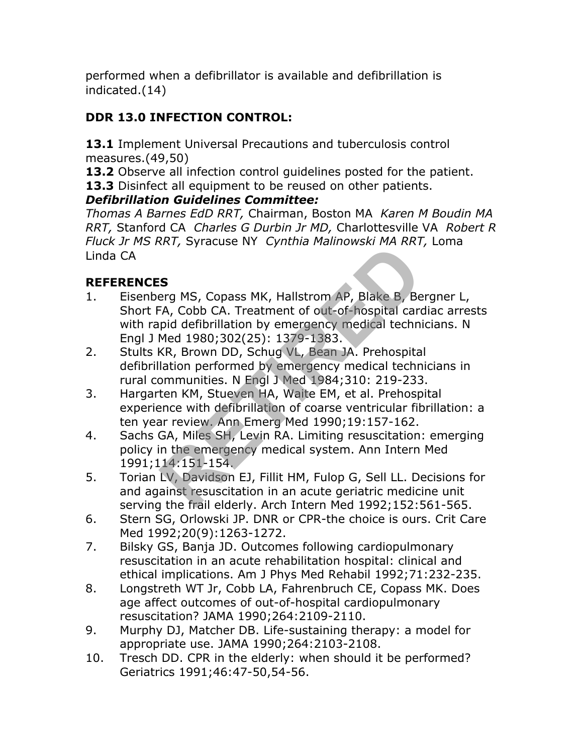performed when a defibrillator is available and defibrillation is indicated.(14)

### DDR 13.0 INFECTION CONTROL:

**13.1** Implement Universal Precautions and tuberculosis control measures.(49,50)
**13.2** Observe all infection control guidelines posted for the patient.
**13.3** Disinfect all equipment to be reused on other patients.

***Defibrillation Guidelines Committee:***

*Thomas A Barnes EdD RRT,* Chairman, Boston MA *Karen M Boudin MA RRT,* Stanford CA *Charles G Durbin Jr MD,* Charlottesville VA *Robert R Fluck Jr MS RRT,* Syracuse NY *Cynthia Malinowski MA RRT,* Loma Linda CA

### REFERENCES

1. Eisenberg MS, Copass MK, Hallstrom AP, Blake B, Bergner L, Short FA, Cobb CA. Treatment of out-of-hospital cardiac arrests with rapid defibrillation by emergency medical technicians. N Engl J Med 1980;302(25): 1379-1383.
2. Stults KR, Brown DD, Schug VL, Bean JA. Prehospital defibrillation performed by emergency medical technicians in rural communities. N Engl J Med 1984;310: 219-233.
3. Hargarten KM, Stueven HA, Waite EM, et al. Prehospital experience with defibrillation of coarse ventricular fibrillation: a ten year review. Ann Emerg Med 1990;19:157-162.
4. Sachs GA, Miles SH, Levin RA. Limiting resuscitation: emerging policy in the emergency medical system. Ann Intern Med 1991;114:151-154.
5. Torian LV, Davidson EJ, Fillit HM, Fulop G, Sell LL. Decisions for and against resuscitation in an acute geriatric medicine unit serving the frail elderly. Arch Intern Med 1992;152:561-565.
6. Stern SG, Orlowski JP. DNR or CPR-the choice is ours. Crit Care Med 1992;20(9):1263-1272.
7. Bilsky GS, Banja JD. Outcomes following cardiopulmonary resuscitation in an acute rehabilitation hospital: clinical and ethical implications. Am J Phys Med Rehabil 1992;71:232-235.
8. Longstreth WT Jr, Cobb LA, Fahrenbruch CE, Copass MK. Does age affect outcomes of out-of-hospital cardiopulmonary resuscitation? JAMA 1990;264:2109-2110.
9. Murphy DJ, Matcher DB. Life-sustaining therapy: a model for appropriate use. JAMA 1990;264:2103-2108.
10. Tresch DD. CPR in the elderly: when should it be performed? Geriatrics 1991;46:47-50,54-56.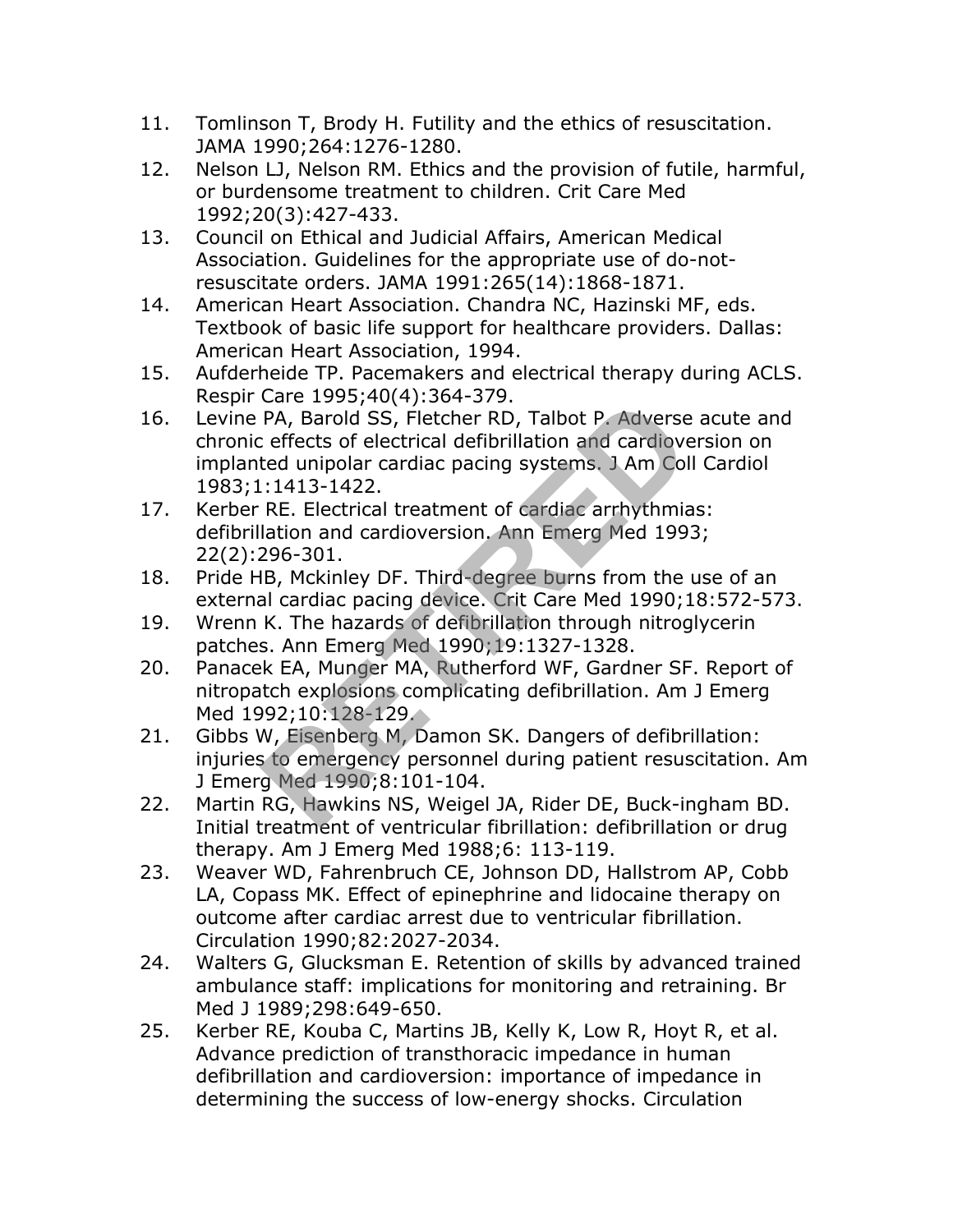11. Tomlinson T, Brody H. Futility and the ethics of resuscitation. JAMA 1990;264:1276-1280.
12. Nelson LJ, Nelson RM. Ethics and the provision of futile, harmful, or burdensome treatment to children. Crit Care Med 1992;20(3):427-433.
13. Council on Ethical and Judicial Affairs, American Medical Association. Guidelines for the appropriate use of do-not-resuscitate orders. JAMA 1991:265(14):1868-1871.
14. American Heart Association. Chandra NC, Hazinski MF, eds. Textbook of basic life support for healthcare providers. Dallas: American Heart Association, 1994.
15. Aufderheide TP. Pacemakers and electrical therapy during ACLS. Respir Care 1995;40(4):364-379.
16. Levine PA, Barold SS, Fletcher RD, Talbot P. Adverse acute and chronic effects of electrical defibrillation and cardioversion on implanted unipolar cardiac pacing systems. J Am Coll Cardiol 1983;1:1413-1422.
17. Kerber RE. Electrical treatment of cardiac arrhythmias: defibrillation and cardioversion. Ann Emerg Med 1993; 22(2):296-301.
18. Pride HB, Mckinley DF. Third-degree burns from the use of an external cardiac pacing device. Crit Care Med 1990;18:572-573.
19. Wrenn K. The hazards of defibrillation through nitroglycerin patches. Ann Emerg Med 1990;19:1327-1328.
20. Panacek EA, Munger MA, Rutherford WF, Gardner SF. Report of nitropatch explosions complicating defibrillation. Am J Emerg Med 1992;10:128-129.
21. Gibbs W, Eisenberg M, Damon SK. Dangers of defibrillation: injuries to emergency personnel during patient resuscitation. Am J Emerg Med 1990;8:101-104.
22. Martin RG, Hawkins NS, Weigel JA, Rider DE, Buck-ingham BD. Initial treatment of ventricular fibrillation: defibrillation or drug therapy. Am J Emerg Med 1988;6: 113-119.
23. Weaver WD, Fahrenbruch CE, Johnson DD, Hallstrom AP, Cobb LA, Copass MK. Effect of epinephrine and lidocaine therapy on outcome after cardiac arrest due to ventricular fibrillation. Circulation 1990;82:2027-2034.
24. Walters G, Glucksman E. Retention of skills by advanced trained ambulance staff: implications for monitoring and retraining. Br Med J 1989;298:649-650.
25. Kerber RE, Kouba C, Martins JB, Kelly K, Low R, Hoyt R, et al. Advance prediction of transthoracic impedance in human defibrillation and cardioversion: importance of impedance in determining the success of low-energy shocks. Circulation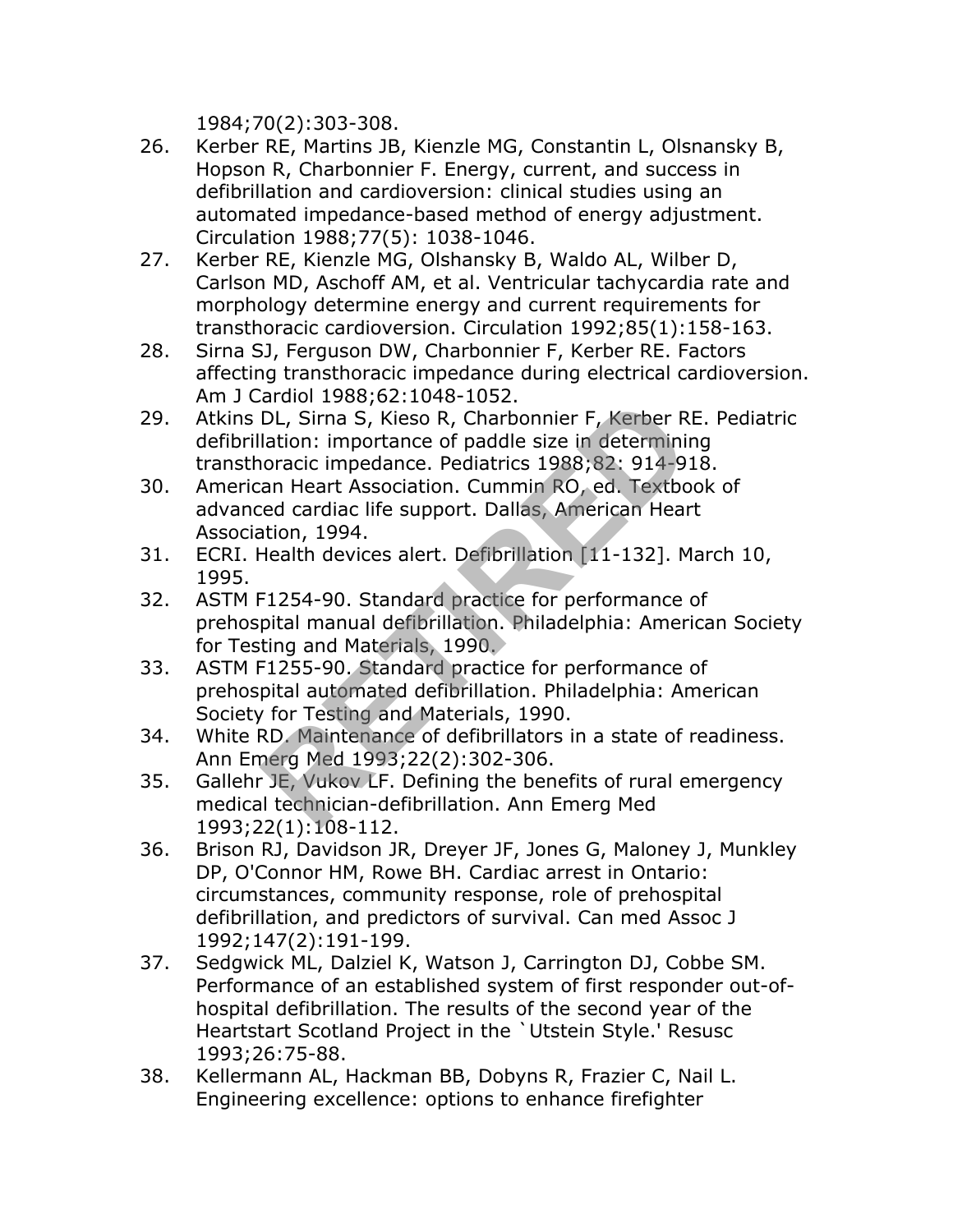1984;70(2):303-308.

26. Kerber RE, Martins JB, Kienzle MG, Constantin L, Olsnansky B, Hopson R, Charbonnier F. Energy, current, and success in defibrillation and cardioversion: clinical studies using an automated impedance-based method of energy adjustment. Circulation 1988;77(5): 1038-1046.
27. Kerber RE, Kienzle MG, Olshansky B, Waldo AL, Wilber D, Carlson MD, Aschoff AM, et al. Ventricular tachycardia rate and morphology determine energy and current requirements for transthoracic cardioversion. Circulation 1992;85(1):158-163.
28. Sirna SJ, Ferguson DW, Charbonnier F, Kerber RE. Factors affecting transthoracic impedance during electrical cardioversion. Am J Cardiol 1988;62:1048-1052.
29. Atkins DL, Sirna S, Kieso R, Charbonnier F, Kerber RE. Pediatric defibrillation: importance of paddle size in determining transthoracic impedance. Pediatrics 1988;82: 914-918.
30. American Heart Association. Cummin RO, ed. Textbook of advanced cardiac life support. Dallas, American Heart Association, 1994.
31. ECRI. Health devices alert. Defibrillation [11-132]. March 10, 1995.
32. ASTM F1254-90. Standard practice for performance of prehospital manual defibrillation. Philadelphia: American Society for Testing and Materials, 1990.
33. ASTM F1255-90. Standard practice for performance of prehospital automated defibrillation. Philadelphia: American Society for Testing and Materials, 1990.
34. White RD. Maintenance of defibrillators in a state of readiness. Ann Emerg Med 1993;22(2):302-306.
35. Gallehr JE, Vukov LF. Defining the benefits of rural emergency medical technician-defibrillation. Ann Emerg Med 1993;22(1):108-112.
36. Brison RJ, Davidson JR, Dreyer JF, Jones G, Maloney J, Munkley DP, O'Connor HM, Rowe BH. Cardiac arrest in Ontario: circumstances, community response, role of prehospital defibrillation, and predictors of survival. Can med Assoc J 1992;147(2):191-199.
37. Sedgwick ML, Dalziel K, Watson J, Carrington DJ, Cobbe SM. Performance of an established system of first responder out-of-hospital defibrillation. The results of the second year of the Heartstart Scotland Project in the `Utstein Style.' Resusc 1993;26:75-88.
38. Kellermann AL, Hackman BB, Dobyns R, Frazier C, Nail L. Engineering excellence: options to enhance firefighter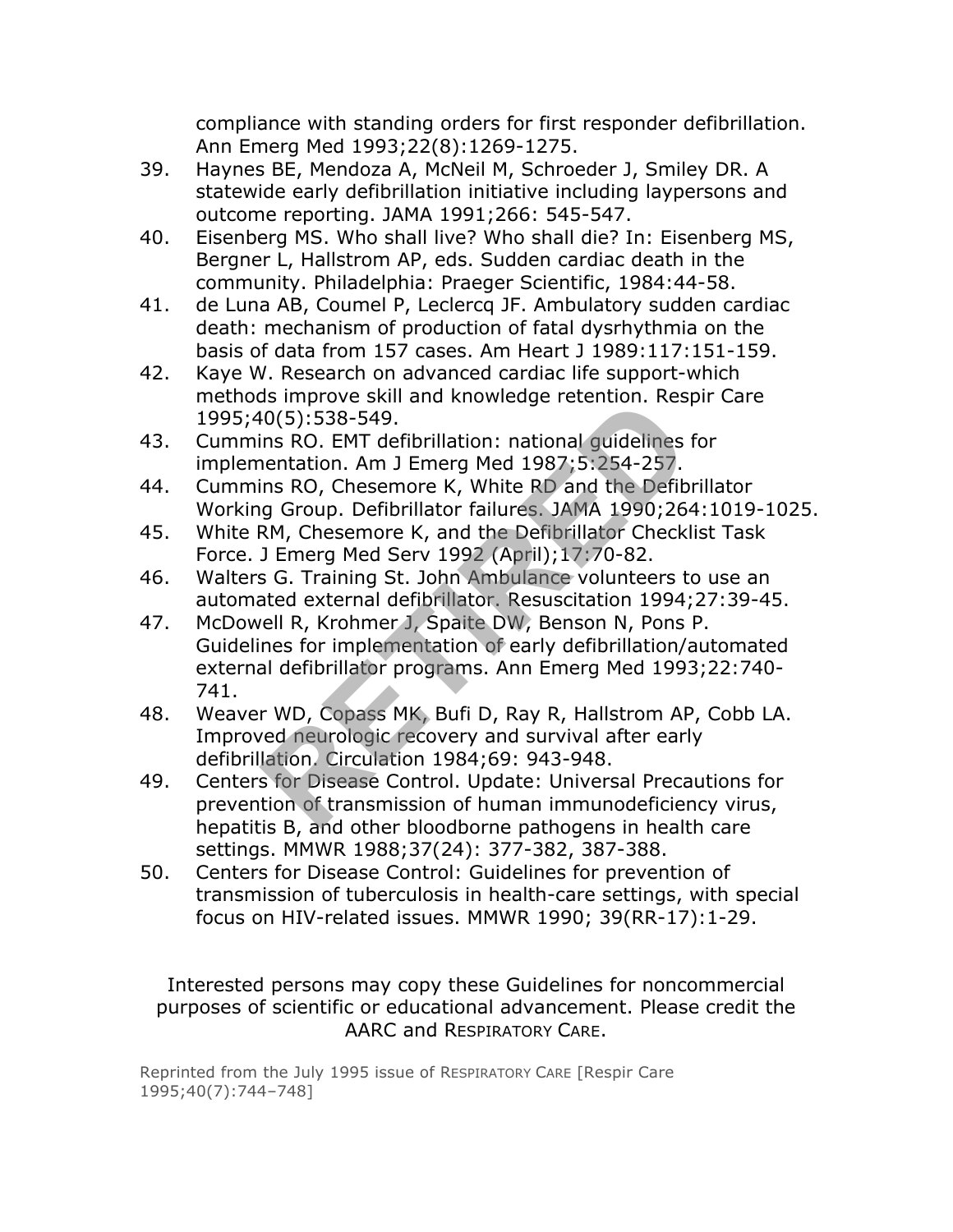compliance with standing orders for first responder defibrillation. Ann Emerg Med 1993;22(8):1269-1275.

39. Haynes BE, Mendoza A, McNeil M, Schroeder J, Smiley DR. A statewide early defibrillation initiative including laypersons and outcome reporting. JAMA 1991;266: 545-547.
40. Eisenberg MS. Who shall live? Who shall die? In: Eisenberg MS, Bergner L, Hallstrom AP, eds. Sudden cardiac death in the community. Philadelphia: Praeger Scientific, 1984:44-58.
41. de Luna AB, Coumel P, Leclercq JF. Ambulatory sudden cardiac death: mechanism of production of fatal dysrhythmia on the basis of data from 157 cases. Am Heart J 1989:117:151-159.
42. Kaye W. Research on advanced cardiac life support-which methods improve skill and knowledge retention. Respir Care 1995;40(5):538-549.
43. Cummins RO. EMT defibrillation: national guidelines for implementation. Am J Emerg Med 1987;5:254-257.
44. Cummins RO, Chesemore K, White RD and the Defibrillator Working Group. Defibrillator failures. JAMA 1990;264:1019-1025.
45. White RM, Chesemore K, and the Defibrillator Checklist Task Force. J Emerg Med Serv 1992 (April);17:70-82.
46. Walters G. Training St. John Ambulance volunteers to use an automated external defibrillator. Resuscitation 1994;27:39-45.
47. McDowell R, Krohmer J, Spaite DW, Benson N, Pons P. Guidelines for implementation of early defibrillation/automated external defibrillator programs. Ann Emerg Med 1993;22:740-741.
48. Weaver WD, Copass MK, Bufi D, Ray R, Hallstrom AP, Cobb LA. Improved neurologic recovery and survival after early defibrillation. Circulation 1984;69: 943-948.
49. Centers for Disease Control. Update: Universal Precautions for prevention of transmission of human immunodeficiency virus, hepatitis B, and other bloodborne pathogens in health care settings. MMWR 1988;37(24): 377-382, 387-388.
50. Centers for Disease Control: Guidelines for prevention of transmission of tuberculosis in health-care settings, with special focus on HIV-related issues. MMWR 1990; 39(RR-17):1-29.

Interested persons may copy these Guidelines for noncommercial purposes of scientific or educational advancement. Please credit the AARC and RESPIRATORY CARE.

Reprinted from the July 1995 issue of RESPIRATORY CARE [Respir Care 1995;40(7):744–748]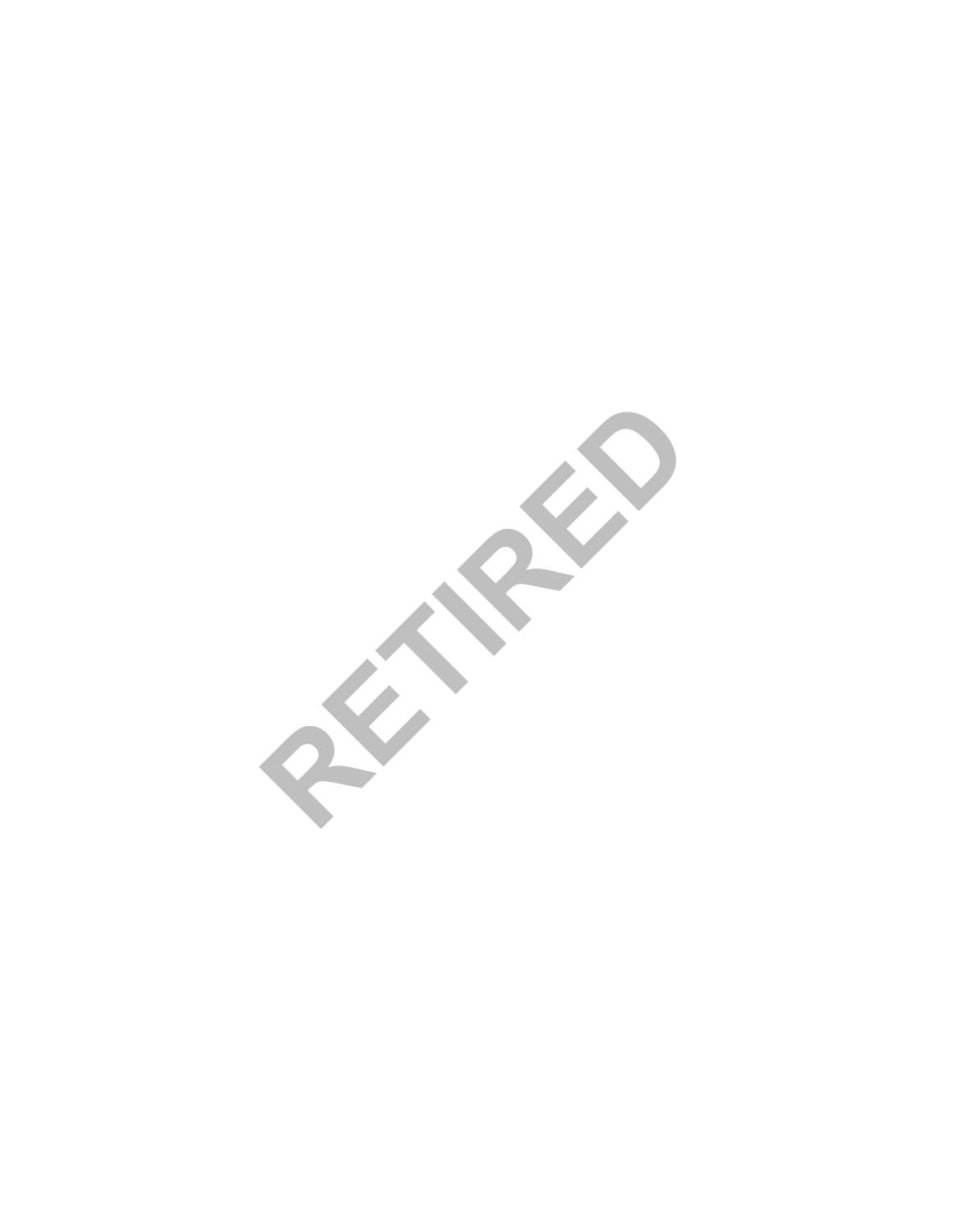RETIRED